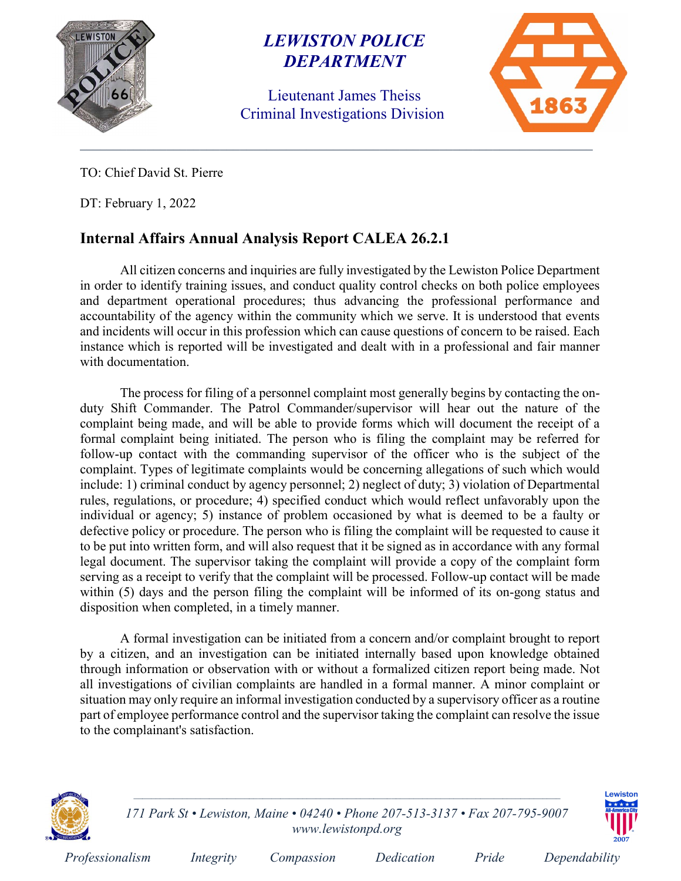# LEWISTON POLICE DEPARTMENT

Lieutenant James Theiss
Criminal Investigations Division

---

TO: Chief David St. Pierre

DT: February 1, 2022

## Internal Affairs Annual Analysis Report CALEA 26.2.1

All citizen concerns and inquiries are fully investigated by the Lewiston Police Department in order to identify training issues, and conduct quality control checks on both police employees and department operational procedures; thus advancing the professional performance and accountability of the agency within the community which we serve. It is understood that events and incidents will occur in this profession which can cause questions of concern to be raised. Each instance which is reported will be investigated and dealt with in a professional and fair manner with documentation.

The process for filing of a personnel complaint most generally begins by contacting the on-duty Shift Commander. The Patrol Commander/supervisor will hear out the nature of the complaint being made, and will be able to provide forms which will document the receipt of a formal complaint being initiated. The person who is filing the complaint may be referred for follow-up contact with the commanding supervisor of the officer who is the subject of the complaint. Types of legitimate complaints would be concerning allegations of such which would include: 1) criminal conduct by agency personnel; 2) neglect of duty; 3) violation of Departmental rules, regulations, or procedure; 4) specified conduct which would reflect unfavorably upon the individual or agency; 5) instance of problem occasioned by what is deemed to be a faulty or defective policy or procedure. The person who is filing the complaint will be requested to cause it to be put into written form, and will also request that it be signed as in accordance with any formal legal document. The supervisor taking the complaint will provide a copy of the complaint form serving as a receipt to verify that the complaint will be processed. Follow-up contact will be made within (5) days and the person filing the complaint will be informed of its on-gong status and disposition when completed, in a timely manner.

A formal investigation can be initiated from a concern and/or complaint brought to report by a citizen, and an investigation can be initiated internally based upon knowledge obtained through information or observation with or without a formalized citizen report being made. Not all investigations of civilian complaints are handled in a formal manner. A minor complaint or situation may only require an informal investigation conducted by a supervisory officer as a routine part of employee performance control and the supervisor taking the complaint can resolve the issue to the complainant's satisfaction.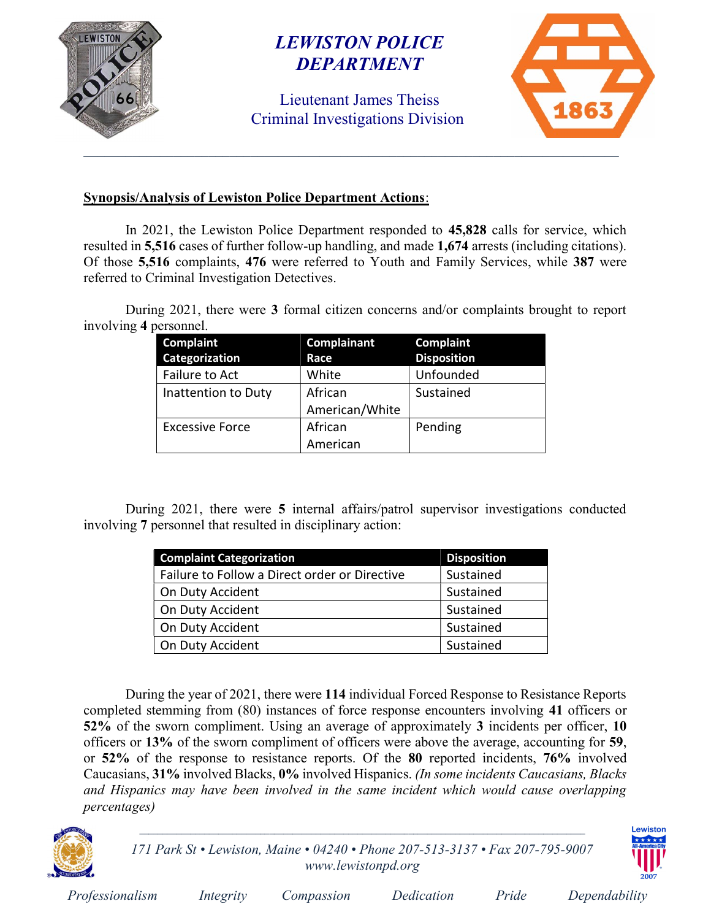**Synopsis/Analysis of Lewiston Police Department Actions**:

In 2021, the Lewiston Police Department responded to **45,828** calls for service, which resulted in **5,516** cases of further follow-up handling, and made **1,674** arrests (including citations). Of those **5,516** complaints, **476** were referred to Youth and Family Services, while **387** were referred to Criminal Investigation Detectives.

During 2021, there were **3** formal citizen concerns and/or complaints brought to report involving **4** personnel.

| Complaint Categorization | Complainant Race | Complaint Disposition |
|---|---|---|
| Failure to Act | White | Unfounded |
| Inattention to Duty | African American/White | Sustained |
| Excessive Force | African American | Pending |

During 2021, there were **5** internal affairs/patrol supervisor investigations conducted involving **7** personnel that resulted in disciplinary action:

| Complaint Categorization | Disposition |
|---|---|
| Failure to Follow a Direct order or Directive | Sustained |
| On Duty Accident | Sustained |
| On Duty Accident | Sustained |
| On Duty Accident | Sustained |
| On Duty Accident | Sustained |

During the year of 2021, there were **114** individual Forced Response to Resistance Reports completed stemming from (80) instances of force response encounters involving **41** officers or **52%** of the sworn compliment. Using an average of approximately **3** incidents per officer, **10** officers or **13%** of the sworn compliment of officers were above the average, accounting for **59**, or **52%** of the response to resistance reports. Of the **80** reported incidents, **76%** involved Caucasians, **31%** involved Blacks, **0%** involved Hispanics. *(In some incidents Caucasians, Blacks and Hispanics may have been involved in the same incident which would cause overlapping percentages)*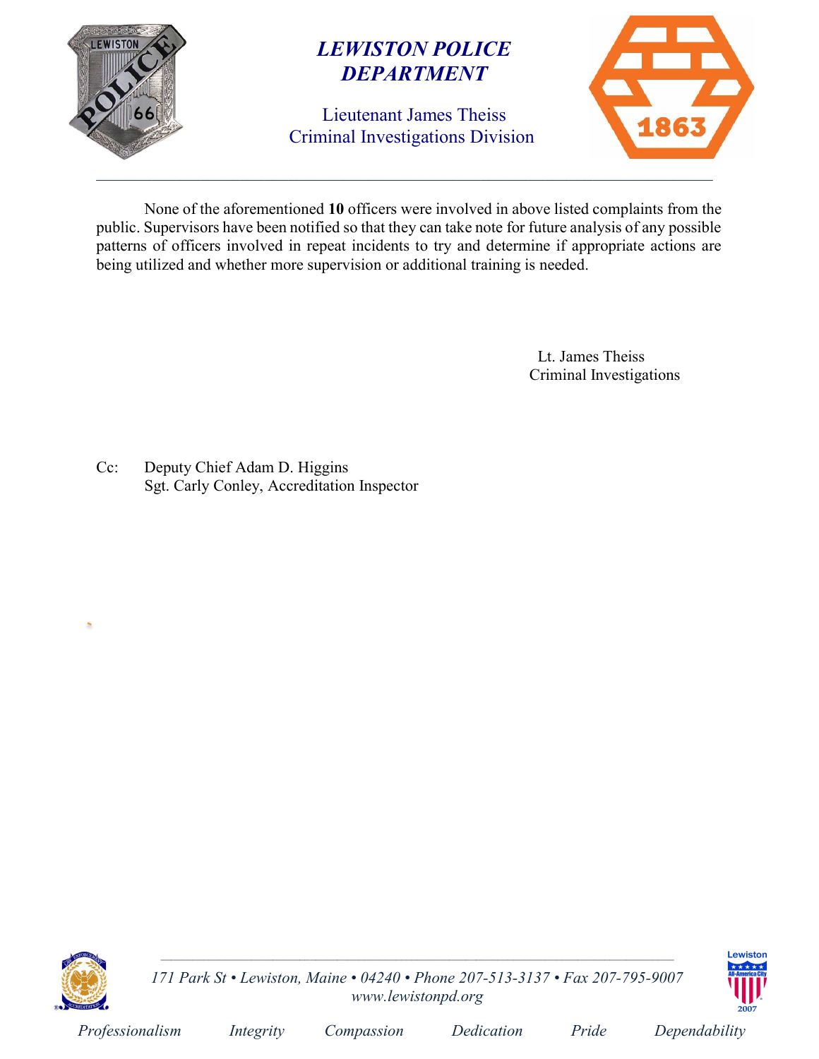None of the aforementioned **10** officers were involved in above listed complaints from the public. Supervisors have been notified so that they can take note for future analysis of any possible patterns of officers involved in repeat incidents to try and determine if appropriate actions are being utilized and whether more supervision or additional training is needed.

Lt. James Theiss
Criminal Investigations

Cc: Deputy Chief Adam D. Higgins
Sgt. Carly Conley, Accreditation Inspector